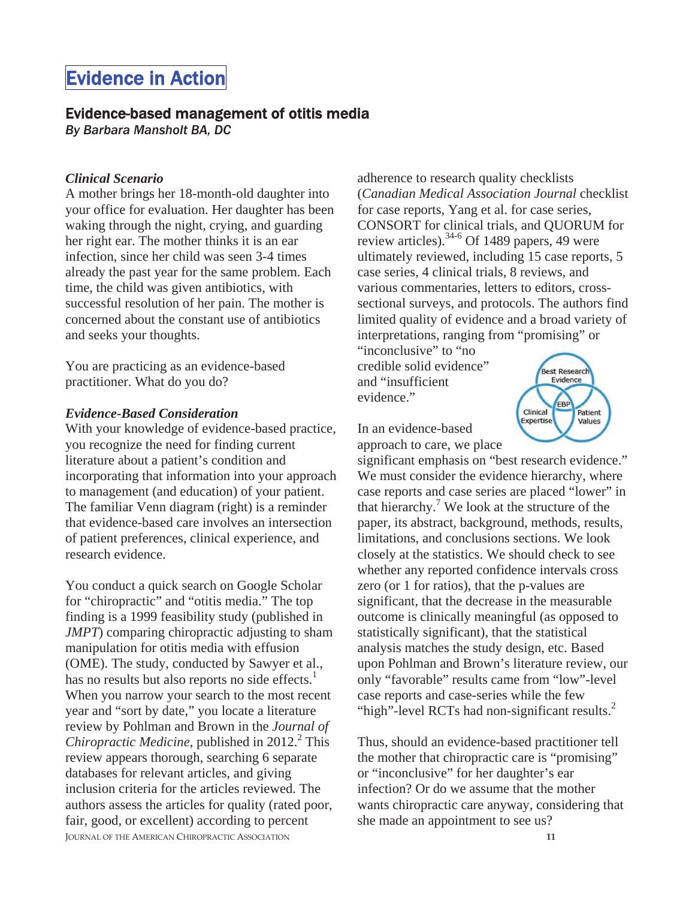# Evidence in Action

## Evidence-based management of otitis media

*By Barbara Mansholt BA, DC*

### *Clinical Scenario*

A mother brings her 18-month-old daughter into your office for evaluation. Her daughter has been waking through the night, crying, and guarding her right ear. The mother thinks it is an ear infection, since her child was seen 3-4 times already the past year for the same problem. Each time, the child was given antibiotics, with successful resolution of her pain. The mother is concerned about the constant use of antibiotics and seeks your thoughts.

You are practicing as an evidence-based practitioner. What do you do?

### *Evidence-Based Consideration*

With your knowledge of evidence-based practice, you recognize the need for finding current literature about a patient's condition and incorporating that information into your approach to management (and education) of your patient. The familiar Venn diagram (right) is a reminder that evidence-based care involves an intersection of patient preferences, clinical experience, and research evidence.

You conduct a quick search on Google Scholar for "chiropractic" and "otitis media." The top finding is a 1999 feasibility study (published in *JMPT*) comparing chiropractic adjusting to sham manipulation for otitis media with effusion (OME). The study, conducted by Sawyer et al., has no results but also reports no side effects.[1] When you narrow your search to the most recent year and "sort by date," you locate a literature review by Pohlman and Brown in the *Journal of Chiropractic Medicine*, published in 2012.[2] This review appears thorough, searching 6 separate databases for relevant articles, and giving inclusion criteria for the articles reviewed. The authors assess the articles for quality (rated poor, fair, good, or excellent) according to percent adherence to research quality checklists (*Canadian Medical Association Journal* checklist for case reports, Yang et al. for case series, CONSORT for clinical trials, and QUORUM for review articles).[34-6] Of 1489 papers, 49 were ultimately reviewed, including 15 case reports, 5 case series, 4 clinical trials, 8 reviews, and various commentaries, letters to editors, cross-sectional surveys, and protocols. The authors find limited quality of evidence and a broad variety of interpretations, ranging from "promising" or "inconclusive" to "no credible solid evidence" and "insufficient evidence."

Best Research Evidence / EBP / Clinical Expertise / Patient Values

In an evidence-based approach to care, we place significant emphasis on "best research evidence." We must consider the evidence hierarchy, where case reports and case series are placed "lower" in that hierarchy.[7] We look at the structure of the paper, its abstract, background, methods, results, limitations, and conclusions sections. We look closely at the statistics. We should check to see whether any reported confidence intervals cross zero (or 1 for ratios), that the p-values are significant, that the decrease in the measurable outcome is clinically meaningful (as opposed to statistically significant), that the statistical analysis matches the study design, etc. Based upon Pohlman and Brown's literature review, our only "favorable" results came from "low"-level case reports and case-series while the few "high"-level RCTs had non-significant results.[2]

Thus, should an evidence-based practitioner tell the mother that chiropractic care is "promising" or "inconclusive" for her daughter's ear infection? Or do we assume that the mother wants chiropractic care anyway, considering that she made an appointment to see us?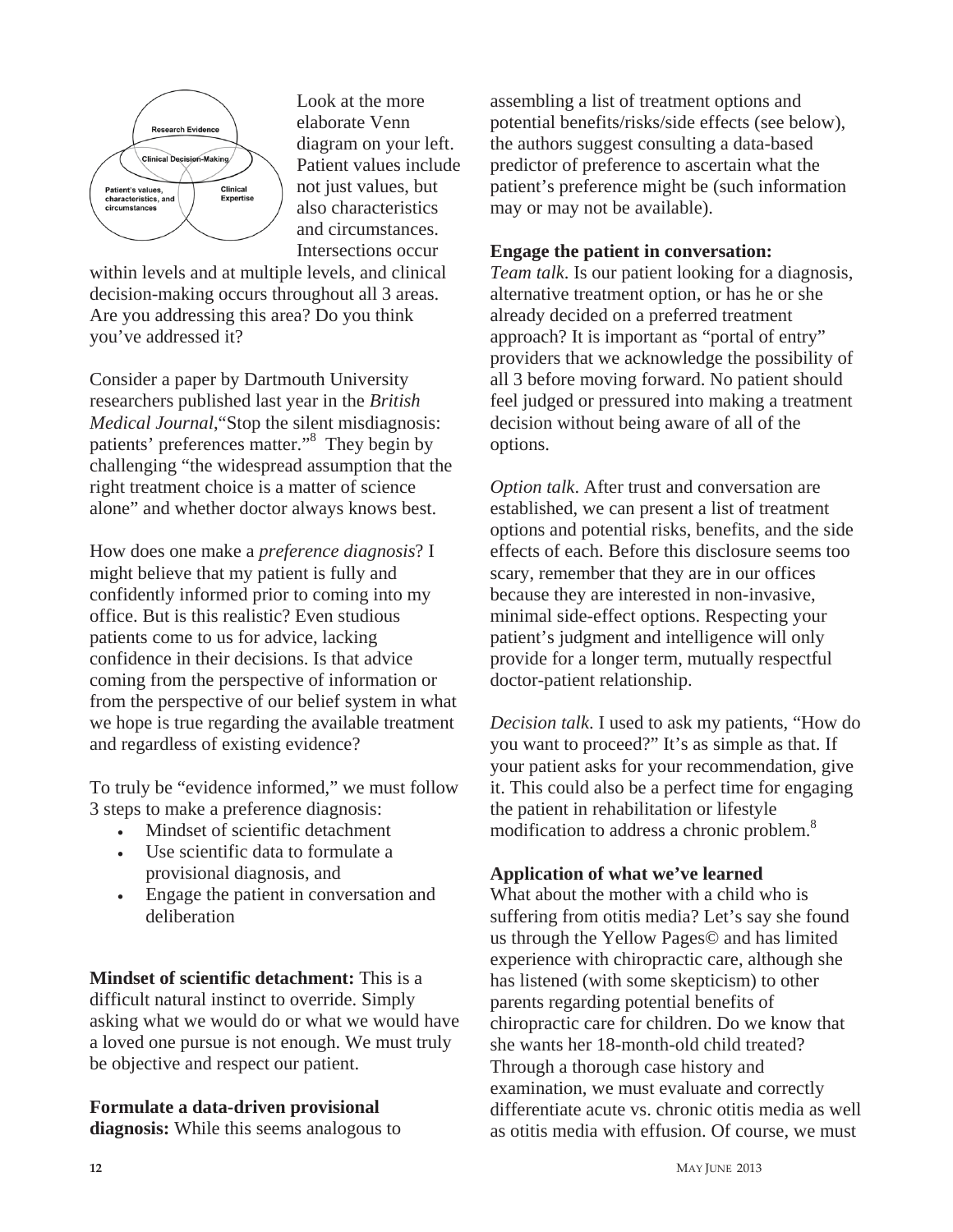Look at the more elaborate Venn diagram on your left. Patient values include not just values, but also characteristics and circumstances. Intersections occur within levels and at multiple levels, and clinical decision-making occurs throughout all 3 areas. Are you addressing this area? Do you think you've addressed it?

Consider a paper by Dartmouth University researchers published last year in the *British Medical Journal*,"Stop the silent misdiagnosis: patients' preferences matter."[8] They begin by challenging "the widespread assumption that the right treatment choice is a matter of science alone" and whether doctor always knows best.

How does one make a *preference diagnosis*? I might believe that my patient is fully and confidently informed prior to coming into my office. But is this realistic? Even studious patients come to us for advice, lacking confidence in their decisions. Is that advice coming from the perspective of information or from the perspective of our belief system in what we hope is true regarding the available treatment and regardless of existing evidence?

To truly be "evidence informed," we must follow 3 steps to make a preference diagnosis:

- Mindset of scientific detachment
- Use scientific data to formulate a provisional diagnosis, and
- Engage the patient in conversation and deliberation

**Mindset of scientific detachment:** This is a difficult natural instinct to override. Simply asking what we would do or what we would have a loved one pursue is not enough. We must truly be objective and respect our patient.

**Formulate a data-driven provisional diagnosis:** While this seems analogous to assembling a list of treatment options and potential benefits/risks/side effects (see below), the authors suggest consulting a data-based predictor of preference to ascertain what the patient's preference might be (such information may or may not be available).

**Engage the patient in conversation:**
*Team talk*. Is our patient looking for a diagnosis, alternative treatment option, or has he or she already decided on a preferred treatment approach? It is important as "portal of entry" providers that we acknowledge the possibility of all 3 before moving forward. No patient should feel judged or pressured into making a treatment decision without being aware of all of the options.

*Option talk*. After trust and conversation are established, we can present a list of treatment options and potential risks, benefits, and the side effects of each. Before this disclosure seems too scary, remember that they are in our offices because they are interested in non-invasive, minimal side-effect options. Respecting your patient's judgment and intelligence will only provide for a longer term, mutually respectful doctor-patient relationship.

*Decision talk*. I used to ask my patients, "How do you want to proceed?" It's as simple as that. If your patient asks for your recommendation, give it. This could also be a perfect time for engaging the patient in rehabilitation or lifestyle modification to address a chronic problem.[8]

**Application of what we've learned**

What about the mother with a child who is suffering from otitis media? Let's say she found us through the Yellow Pages© and has limited experience with chiropractic care, although she has listened (with some skepticism) to other parents regarding potential benefits of chiropractic care for children. Do we know that she wants her 18-month-old child treated? Through a thorough case history and examination, we must evaluate and correctly differentiate acute vs. chronic otitis media as well as otitis media with effusion. Of course, we must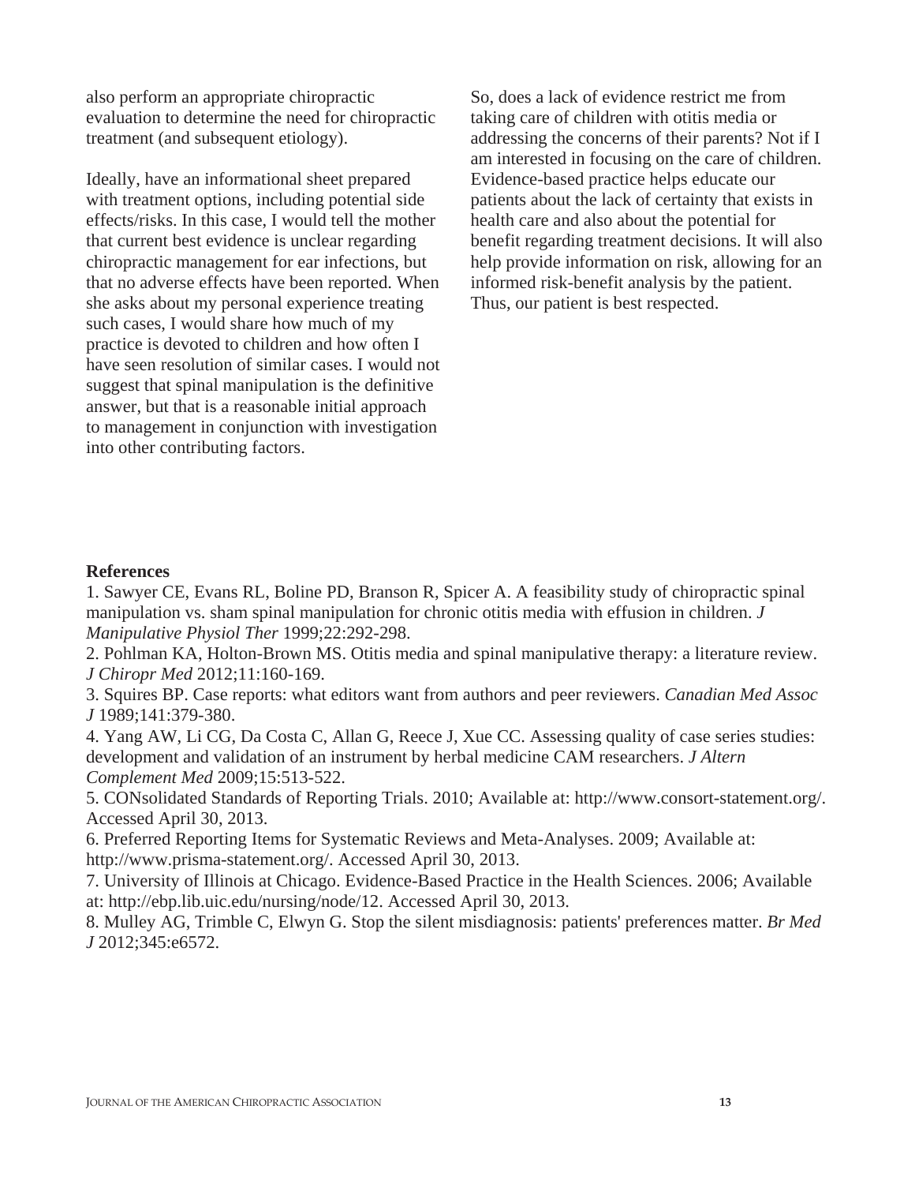also perform an appropriate chiropractic evaluation to determine the need for chiropractic treatment (and subsequent etiology).

Ideally, have an informational sheet prepared with treatment options, including potential side effects/risks. In this case, I would tell the mother that current best evidence is unclear regarding chiropractic management for ear infections, but that no adverse effects have been reported. When she asks about my personal experience treating such cases, I would share how much of my practice is devoted to children and how often I have seen resolution of similar cases. I would not suggest that spinal manipulation is the definitive answer, but that is a reasonable initial approach to management in conjunction with investigation into other contributing factors.

So, does a lack of evidence restrict me from taking care of children with otitis media or addressing the concerns of their parents? Not if I am interested in focusing on the care of children. Evidence-based practice helps educate our patients about the lack of certainty that exists in health care and also about the potential for benefit regarding treatment decisions. It will also help provide information on risk, allowing for an informed risk-benefit analysis by the patient. Thus, our patient is best respected.

**References**

1. Sawyer CE, Evans RL, Boline PD, Branson R, Spicer A. A feasibility study of chiropractic spinal manipulation vs. sham spinal manipulation for chronic otitis media with effusion in children. *J Manipulative Physiol Ther* 1999;22:292-298.
2. Pohlman KA, Holton-Brown MS. Otitis media and spinal manipulative therapy: a literature review. *J Chiropr Med* 2012;11:160-169.
3. Squires BP. Case reports: what editors want from authors and peer reviewers. *Canadian Med Assoc J* 1989;141:379-380.
4. Yang AW, Li CG, Da Costa C, Allan G, Reece J, Xue CC. Assessing quality of case series studies: development and validation of an instrument by herbal medicine CAM researchers. *J Altern Complement Med* 2009;15:513-522.
5. CONsolidated Standards of Reporting Trials. 2010; Available at: http://www.consort-statement.org/. Accessed April 30, 2013.
6. Preferred Reporting Items for Systematic Reviews and Meta-Analyses. 2009; Available at: http://www.prisma-statement.org/. Accessed April 30, 2013.
7. University of Illinois at Chicago. Evidence-Based Practice in the Health Sciences. 2006; Available at: http://ebp.lib.uic.edu/nursing/node/12. Accessed April 30, 2013.
8. Mulley AG, Trimble C, Elwyn G. Stop the silent misdiagnosis: patients' preferences matter. *Br Med J* 2012;345:e6572.